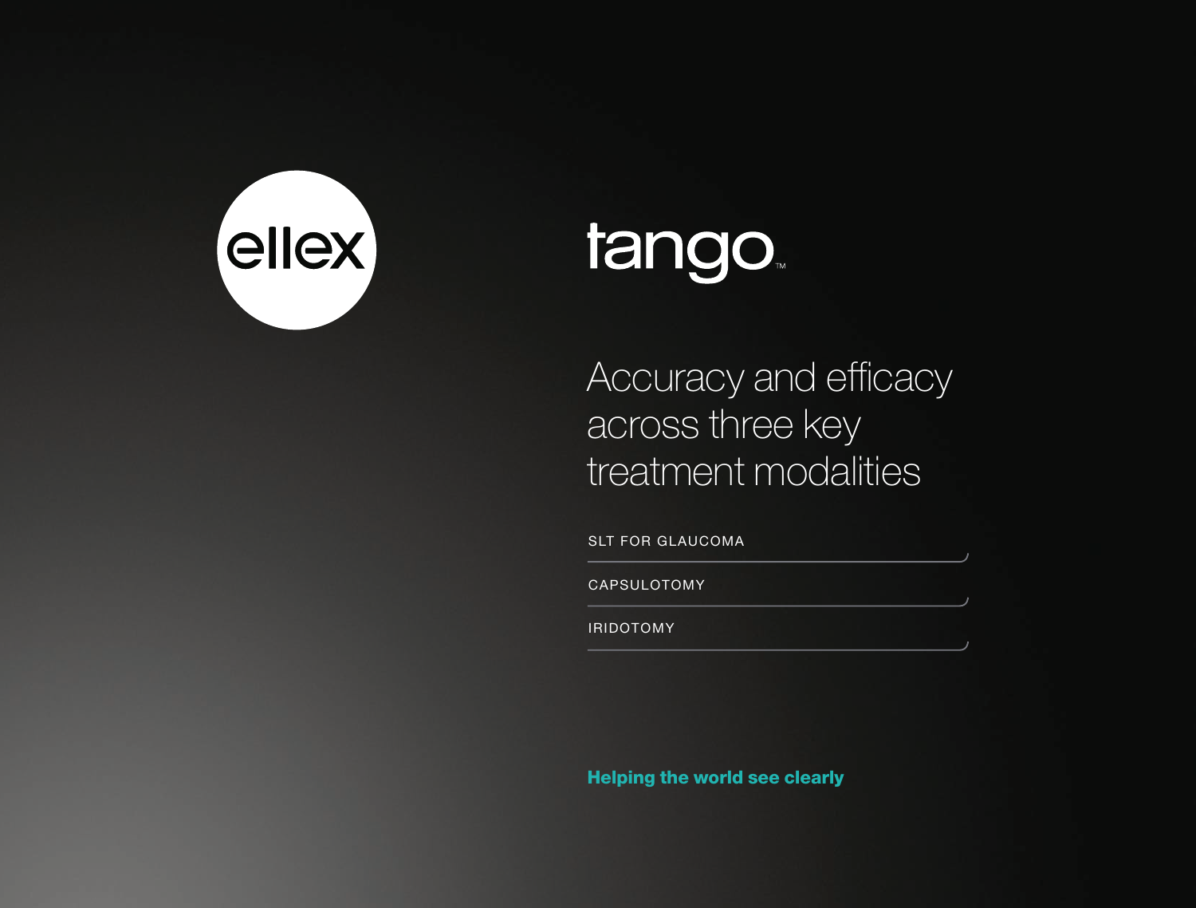ellex

# tango™

## Accuracy and efficacy across three key treatment modalities

- SLT FOR GLAUCOMA
- CAPSULOTOMY
- IRIDOTOMY

**Helping the world see clearly**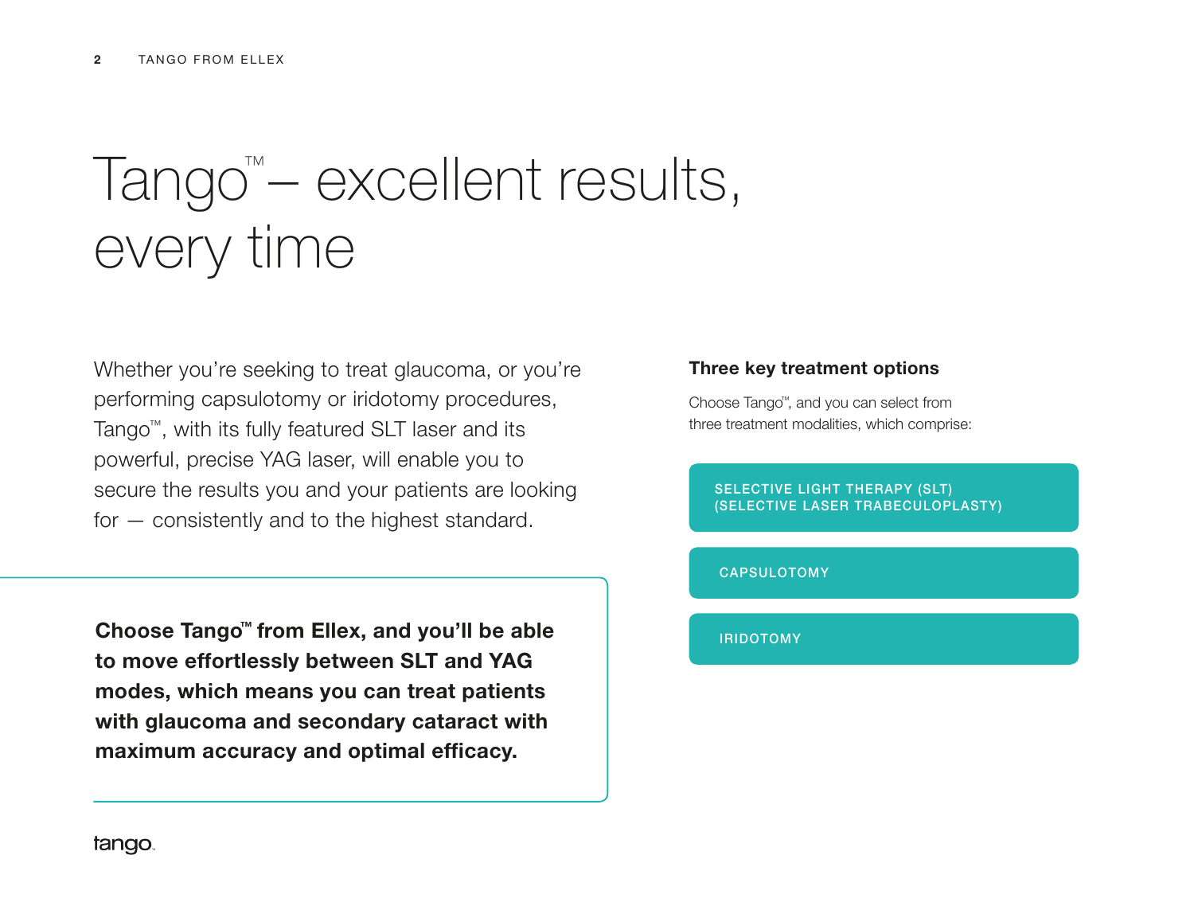# Tango™ – excellent results, every time

Whether you're seeking to treat glaucoma, or you're performing capsulotomy or iridotomy procedures, Tango™, with its fully featured SLT laser and its powerful, precise YAG laser, will enable you to secure the results you and your patients are looking for — consistently and to the highest standard.

**Choose Tango™ from Ellex, and you'll be able to move effortlessly between SLT and YAG modes, which means you can treat patients with glaucoma and secondary cataract with maximum accuracy and optimal efficacy.**

### Three key treatment options

Choose Tango™, and you can select from three treatment modalities, which comprise:

- SELECTIVE LIGHT THERAPY (SLT) (SELECTIVE LASER TRABECULOPLASTY)
- CAPSULOTOMY
- IRIDOTOMY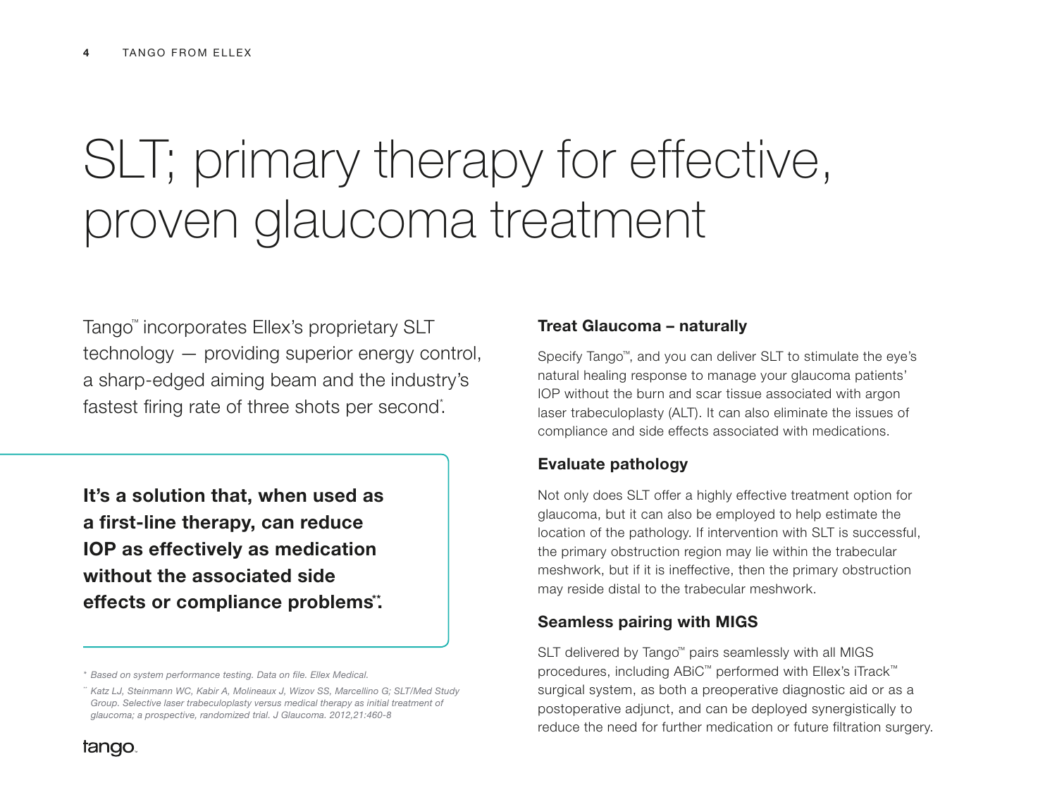# SLT; primary therapy for effective, proven glaucoma treatment

Tango™ incorporates Ellex's proprietary SLT technology — providing superior energy control, a sharp-edged aiming beam and the industry's fastest firing rate of three shots per second*.

**It's a solution that, when used as a first-line therapy, can reduce IOP as effectively as medication without the associated side effects or compliance problems**.**

*\* Based on system performance testing. Data on file. Ellex Medical.*

*\*\* Katz LJ, Steinmann WC, Kabir A, Molineaux J, Wizov SS, Marcellino G; SLT/Med Study Group. Selective laser trabeculoplasty versus medical therapy as initial treatment of glaucoma; a prospective, randomized trial. J Glaucoma. 2012,21:460-8*

### Treat Glaucoma – naturally

Specify Tango™, and you can deliver SLT to stimulate the eye's natural healing response to manage your glaucoma patients' IOP without the burn and scar tissue associated with argon laser trabeculoplasty (ALT). It can also eliminate the issues of compliance and side effects associated with medications.

### Evaluate pathology

Not only does SLT offer a highly effective treatment option for glaucoma, but it can also be employed to help estimate the location of the pathology. If intervention with SLT is successful, the primary obstruction region may lie within the trabecular meshwork, but if it is ineffective, then the primary obstruction may reside distal to the trabecular meshwork.

### Seamless pairing with MIGS

SLT delivered by Tango™ pairs seamlessly with all MIGS procedures, including ABiC™ performed with Ellex's iTrack™ surgical system, as both a preoperative diagnostic aid or as a postoperative adjunct, and can be deployed synergistically to reduce the need for further medication or future filtration surgery.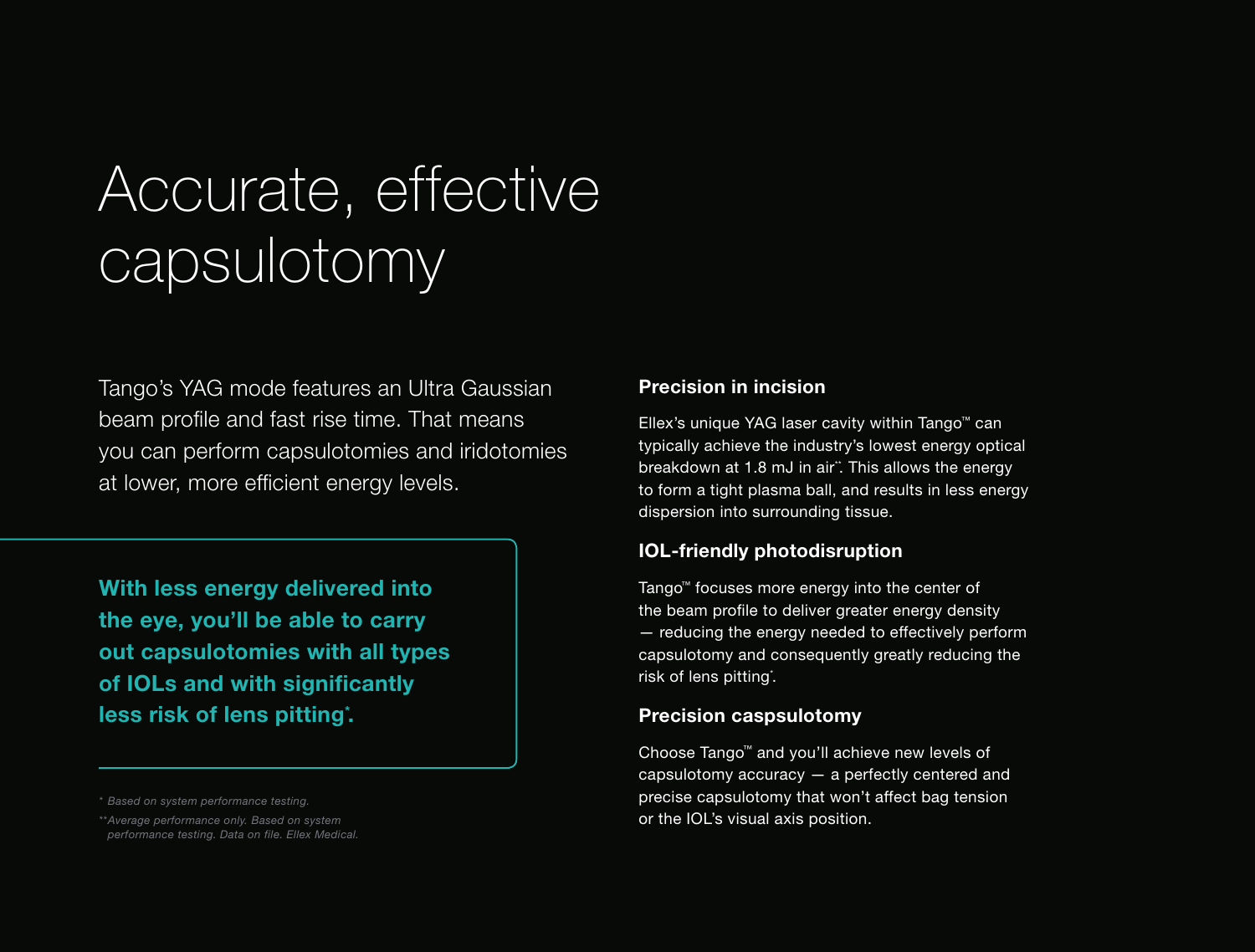# Accurate, effective capsulotomy

Tango's YAG mode features an Ultra Gaussian beam profile and fast rise time. That means you can perform capsulotomies and iridotomies at lower, more efficient energy levels.

**With less energy delivered into the eye, you'll be able to carry out capsulotomies with all types of IOLs and with significantly less risk of lens pitting*.**

*\* Based on system performance testing.*

*\*\*Average performance only. Based on system performance testing. Data on file. Ellex Medical.*

### Precision in incision

Ellex's unique YAG laser cavity within Tango™ can typically achieve the industry's lowest energy optical breakdown at 1.8 mJ in air**. This allows the energy to form a tight plasma ball, and results in less energy dispersion into surrounding tissue.

### IOL-friendly photodisruption

Tango™ focuses more energy into the center of the beam profile to deliver greater energy density — reducing the energy needed to effectively perform capsulotomy and consequently greatly reducing the risk of lens pitting*.

### Precision caspsulotomy

Choose Tango™ and you'll achieve new levels of capsulotomy accuracy — a perfectly centered and precise capsulotomy that won't affect bag tension or the IOL's visual axis position.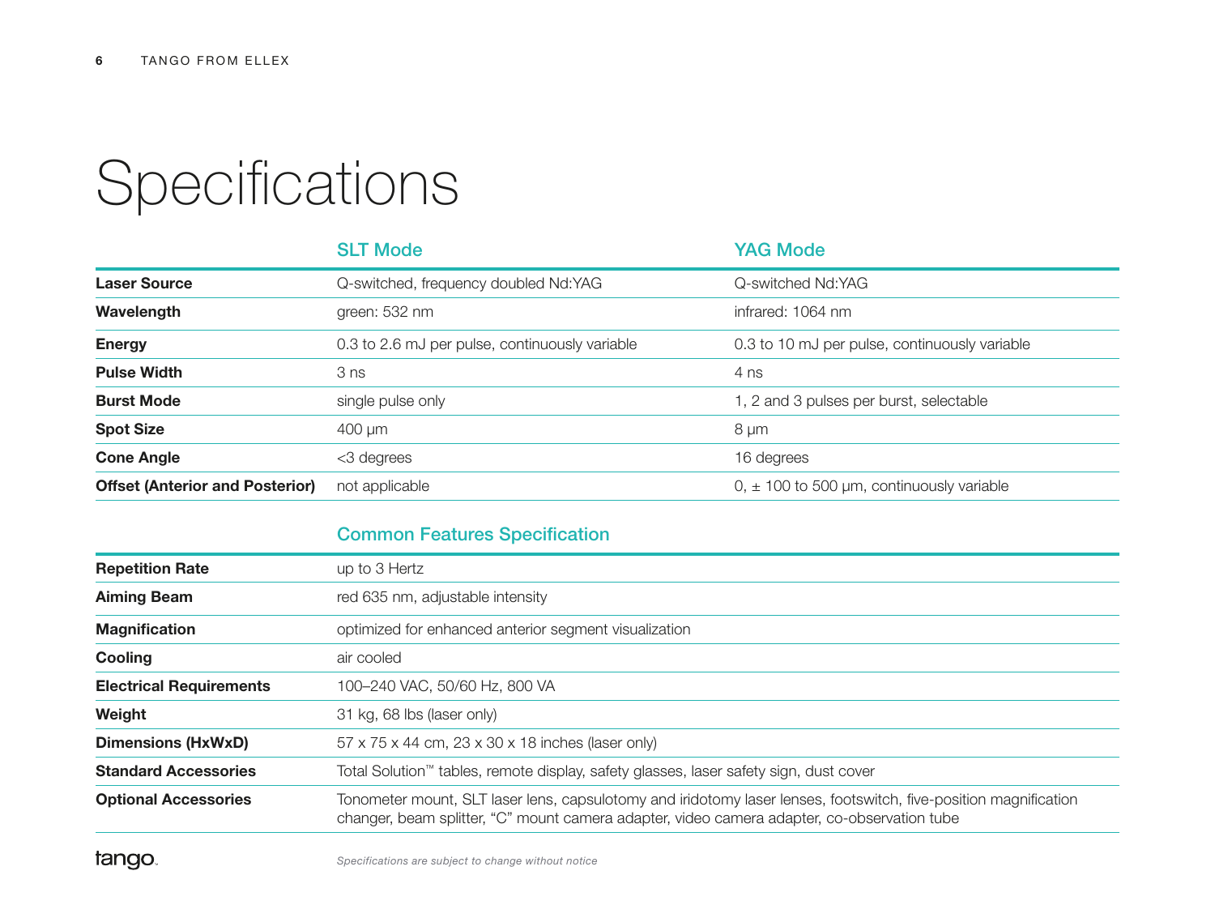# Specifications

| | SLT Mode | YAG Mode |
|---|---|---|
| **Laser Source** | Q-switched, frequency doubled Nd:YAG | Q-switched Nd:YAG |
| **Wavelength** | green: 532 nm | infrared: 1064 nm |
| **Energy** | 0.3 to 2.6 mJ per pulse, continuously variable | 0.3 to 10 mJ per pulse, continuously variable |
| **Pulse Width** | 3 ns | 4 ns |
| **Burst Mode** | single pulse only | 1, 2 and 3 pulses per burst, selectable |
| **Spot Size** | 400 µm | 8 µm |
| **Cone Angle** | <3 degrees | 16 degrees |
| **Offset (Anterior and Posterior)** | not applicable | 0, ± 100 to 500 µm, continuously variable |

| | Common Features Specification |
|---|---|
| **Repetition Rate** | up to 3 Hertz |
| **Aiming Beam** | red 635 nm, adjustable intensity |
| **Magnification** | optimized for enhanced anterior segment visualization |
| **Cooling** | air cooled |
| **Electrical Requirements** | 100–240 VAC, 50/60 Hz, 800 VA |
| **Weight** | 31 kg, 68 lbs (laser only) |
| **Dimensions (HxWxD)** | 57 x 75 x 44 cm, 23 x 30 x 18 inches (laser only) |
| **Standard Accessories** | Total Solution™ tables, remote display, safety glasses, laser safety sign, dust cover |
| **Optional Accessories** | Tonometer mount, SLT laser lens, capsulotomy and iridotomy laser lenses, footswitch, five-position magnification changer, beam splitter, "C" mount camera adapter, video camera adapter, co-observation tube |

*Specifications are subject to change without notice*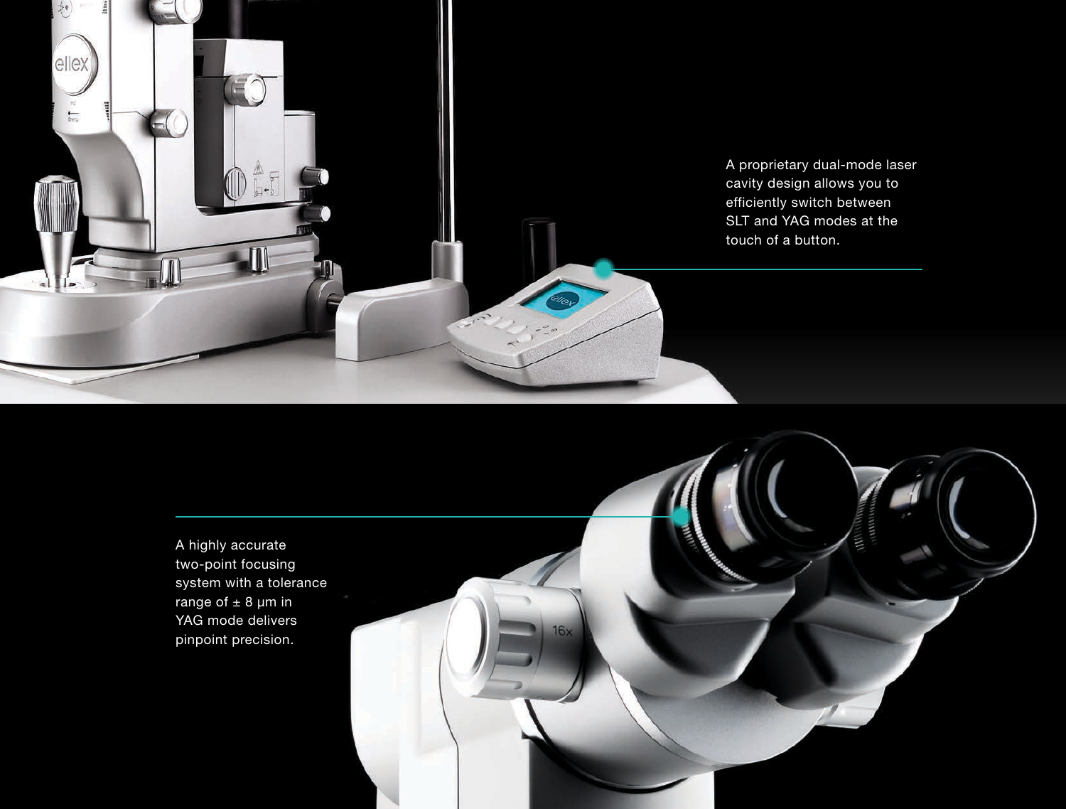A proprietary dual-mode laser cavity design allows you to efficiently switch between SLT and YAG modes at the touch of a button.

A highly accurate two-point focusing system with a tolerance range of ± 8 μm in YAG mode delivers pinpoint precision.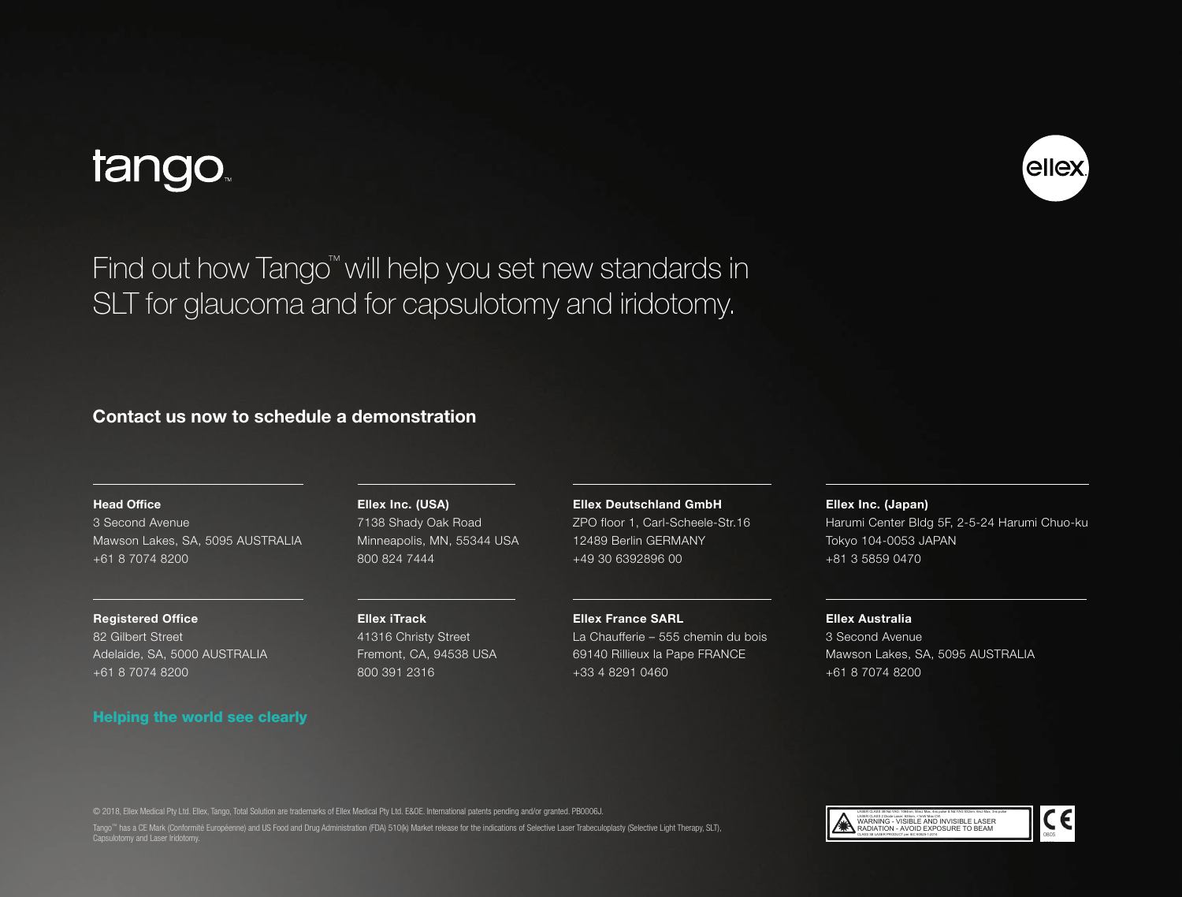# tango™

Find out how Tango™ will help you set new standards in SLT for glaucoma and for capsulotomy and iridotomy.

**Contact us now to schedule a demonstration**

**Head Office**
3 Second Avenue
Mawson Lakes, SA, 5095 AUSTRALIA
+61 8 7074 8200

**Registered Office**
82 Gilbert Street
Adelaide, SA, 5000 AUSTRALIA
+61 8 7074 8200

**Ellex Inc. (USA)**
7138 Shady Oak Road
Minneapolis, MN, 55344 USA
800 824 7444

**Ellex iTrack**
41316 Christy Street
Fremont, CA, 94538 USA
800 391 2316

**Ellex Deutschland GmbH**
ZPO floor 1, Carl-Scheele-Str.16
12489 Berlin GERMANY
+49 30 6392896 00

**Ellex France SARL**
La Chaufferie – 555 chemin du bois
69140 Rillieux la Pape FRANCE
+33 4 8291 0460

**Ellex Inc. (Japan)**
Harumi Center Bldg 5F, 2-5-24 Harumi Chuo-ku
Tokyo 104-0053 JAPAN
+81 3 5859 0470

**Ellex Australia**
3 Second Avenue
Mawson Lakes, SA, 5095 AUSTRALIA
+61 8 7074 8200

**Helping the world see clearly**

© 2018, Ellex Medical Pty Ltd. Ellex, Tango, Total Solution are trademarks of Ellex Medical Pty Ltd. E&OE. International patents pending and/or granted. PB0006J.

Tango™ has a CE Mark (Conformité Européenne) and US Food and Drug Administration (FDA) 510(k) Market release for the indications of Selective Laser Trabeculoplasty (Selective Light Therapy, SLT), Capsulotomy and Laser Iridotomy.

WARNING - VISIBLE AND INVISIBLE LASER RADIATION - AVOID EXPOSURE TO BEAM

CE 0805